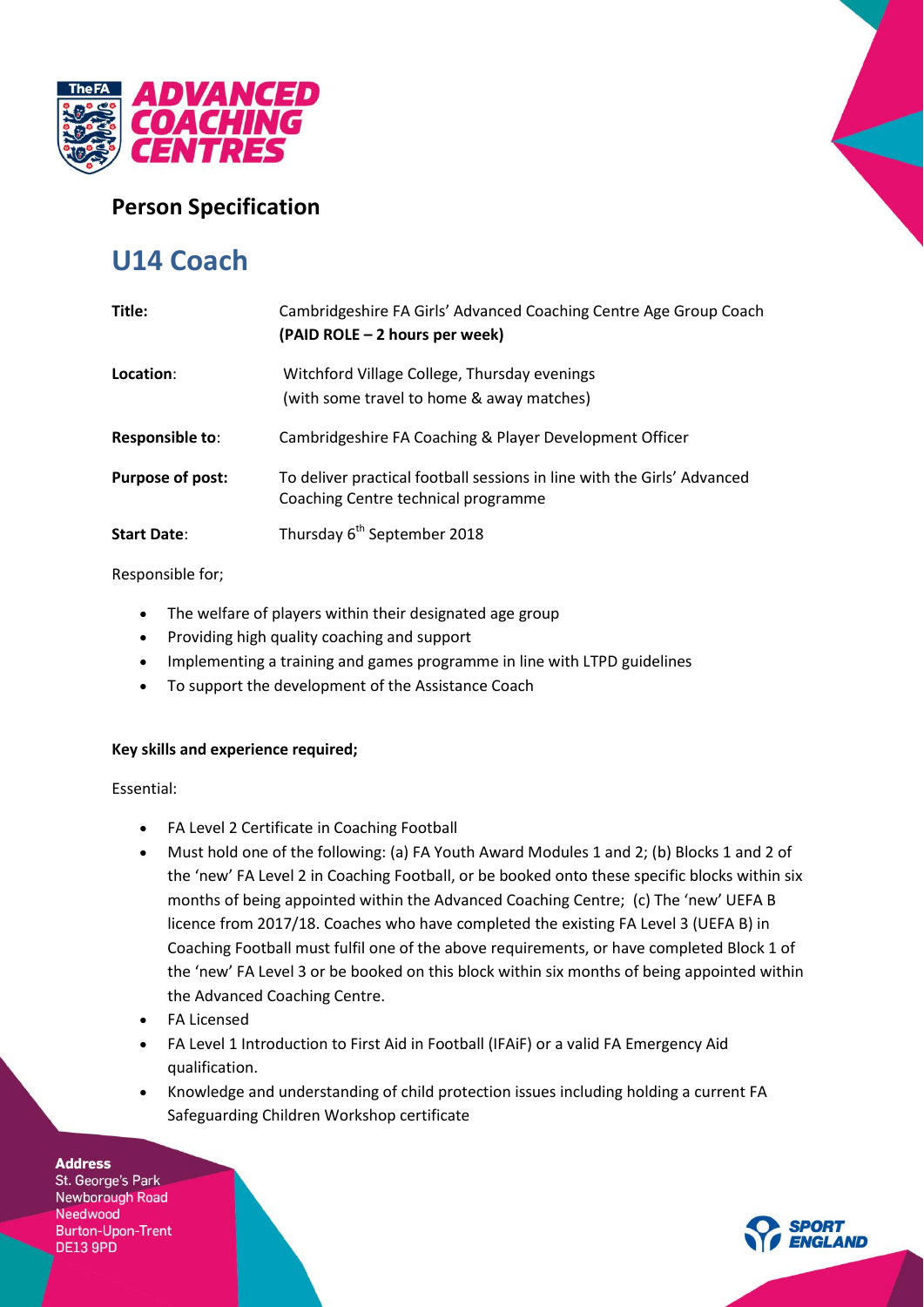## Person Specification

# U14 Coach

| | |
|---|---|
| **Title:** | Cambridgeshire FA Girls' Advanced Coaching Centre Age Group Coach **(PAID ROLE – 2 hours per week)** |
| **Location**: | Witchford Village College, Thursday evenings (with some travel to home & away matches) |
| **Responsible to**: | Cambridgeshire FA Coaching & Player Development Officer |
| **Purpose of post:** | To deliver practical football sessions in line with the Girls' Advanced Coaching Centre technical programme |
| **Start Date**: | Thursday 6th September 2018 |

Responsible for;

- The welfare of players within their designated age group
- Providing high quality coaching and support
- Implementing a training and games programme in line with LTPD guidelines
- To support the development of the Assistance Coach

**Key skills and experience required;**

Essential:

- FA Level 2 Certificate in Coaching Football
- Must hold one of the following: (a) FA Youth Award Modules 1 and 2; (b) Blocks 1 and 2 of the 'new' FA Level 2 in Coaching Football, or be booked onto these specific blocks within six months of being appointed within the Advanced Coaching Centre; (c) The 'new' UEFA B licence from 2017/18. Coaches who have completed the existing FA Level 3 (UEFA B) in Coaching Football must fulfil one of the above requirements, or have completed Block 1 of the 'new' FA Level 3 or be booked on this block within six months of being appointed within the Advanced Coaching Centre.
- FA Licensed
- FA Level 1 Introduction to First Aid in Football (IFAiF) or a valid FA Emergency Aid qualification.
- Knowledge and understanding of child protection issues including holding a current FA Safeguarding Children Workshop certificate

**Address**
St. George's Park
Newborough Road
Needwood
Burton-Upon-Trent
DE13 9PD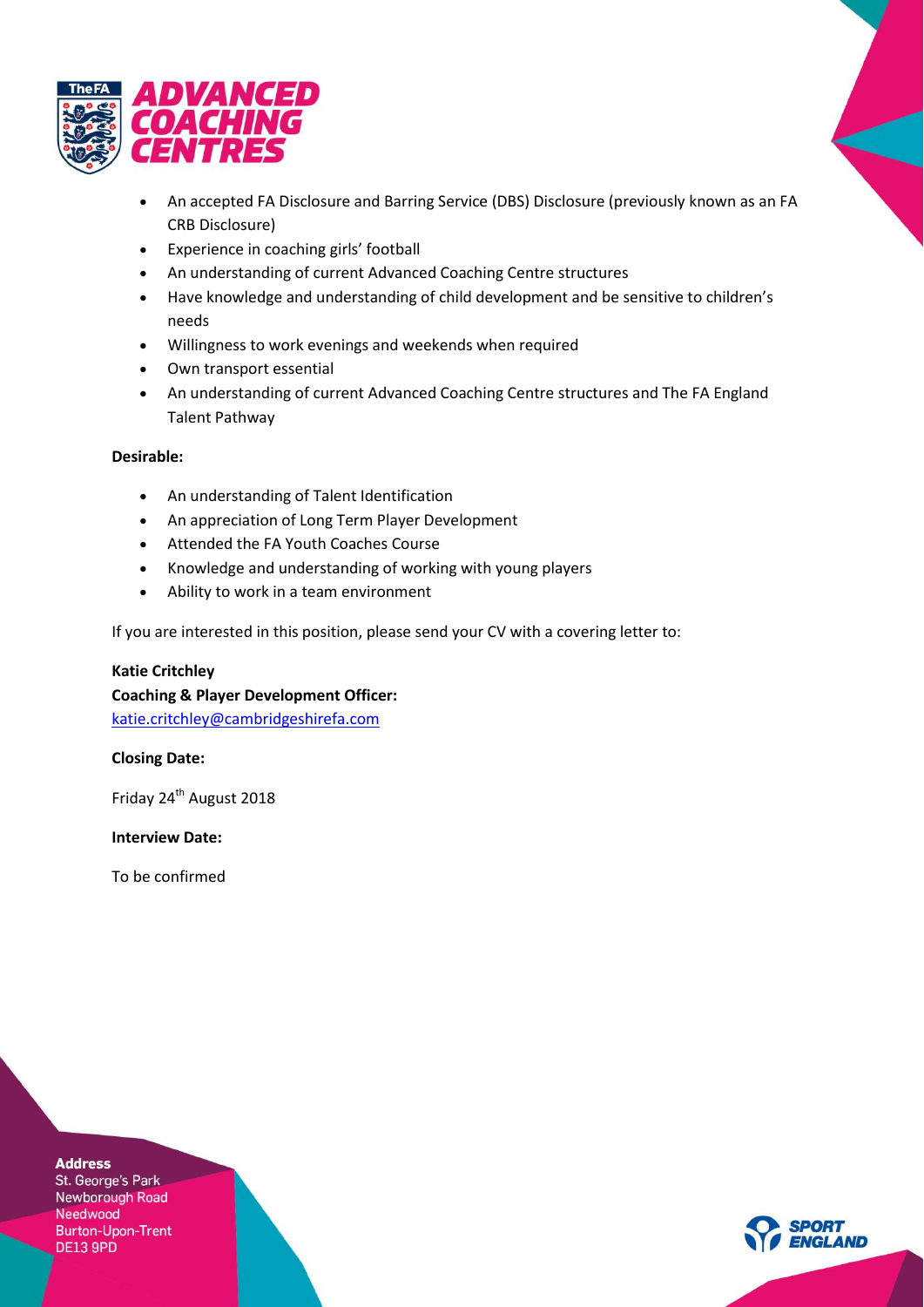- An accepted FA Disclosure and Barring Service (DBS) Disclosure (previously known as an FA CRB Disclosure)
- Experience in coaching girls' football
- An understanding of current Advanced Coaching Centre structures
- Have knowledge and understanding of child development and be sensitive to children's needs
- Willingness to work evenings and weekends when required
- Own transport essential
- An understanding of current Advanced Coaching Centre structures and The FA England Talent Pathway

**Desirable:**

- An understanding of Talent Identification
- An appreciation of Long Term Player Development
- Attended the FA Youth Coaches Course
- Knowledge and understanding of working with young players
- Ability to work in a team environment

If you are interested in this position, please send your CV with a covering letter to:

**Katie Critchley**
**Coaching & Player Development Officer:**
katie.critchley@cambridgeshirefa.com

**Closing Date:**

Friday 24th August 2018

**Interview Date:**

To be confirmed

**Address**
St. George's Park
Newborough Road
Needwood
Burton-Upon-Trent
DE13 9PD